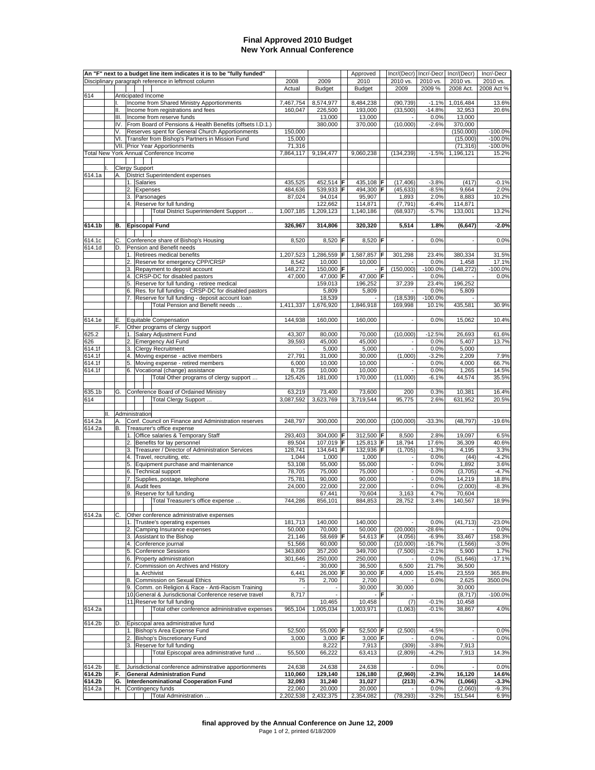# Final Approved 2010 Budget
## New York Annual Conference

| Para. | An "F" next to a budget line item indicates it is to be "fully funded" — Disciplinary paragraph reference in leftmost column | 2008 Actual | 2009 Budget | | Approved 2010 Budget | | Incr/(Decr) 2010 vs. 2009 | Incr/-Decr 2010 vs. 2009 % | Incr/(Decr) 2010 vs. 2008 Act. | Incr/-Decr 2010 vs. 2008 Act % |
|---|---|---|---|---|---|---|---|---|---|---|
| 614 | Anticipated Income | | | | | | | | | |
| | I. Income from Shared Ministry Apportionments | 7,467,754 | 8,574,977 | | 8,484,238 | | (90,739) | -1.1% | 1,016,484 | 13.6% |
| | II. Income from registrations and fees | 160,047 | 226,500 | | 193,000 | | (33,500) | -14.8% | 32,953 | 20.6% |
| | III. Income from reserve funds | | 13,000 | | 13,000 | | - | 0.0% | 13,000 | |
| | IV. From Board of Pensions & Health Benefits (offsets I.D.1.) | | 380,000 | | 370,000 | | (10,000) | -2.6% | 370,000 | |
| | V. Reserves spent for General Church Apportionments | 150,000 | | | | | | | (150,000) | -100.0% |
| | VI. Transfer from Bishop's Partners in Mission Fund | 15,000 | | | | | | | (15,000) | -100.0% |
| | VII. Prior Year Apportionments | 71,316 | | | | | | | (71,316) | -100.0% |
| | Total New York Annual Conference Income | 7,864,117 | 9,194,477 | | 9,060,238 | | (134,239) | -1.5% | 1,196,121 | 15.2% |
| | | | | | | | | | | |
| | I. Clergy Support | | | | | | | | | |
| 614.1a | A. District Superintendent expenses | | | | | | | | | |
| | 1. Salaries | 435,525 | 452,514 | F | 435,108 | F | (17,406) | -3.8% | (417) | -0.1% |
| | 2. Expenses | 484,636 | 539,933 | F | 494,300 | F | (45,633) | -8.5% | 9,664 | 2.0% |
| | 3. Parsonages | 87,024 | 94,014 | | 95,907 | | 1,893 | 2.0% | 8,883 | 10.2% |
| | 4. Reserve for full funding | | 122,662 | | 114,871 | | (7,791) | -6.4% | 114,871 | |
| | Total District Superintendent Support … | 1,007,185 | 1,209,123 | | 1,140,186 | | (68,937) | -5.7% | 133,001 | 13.2% |
| | | | | | | | | | | |
| **614.1b** | **B. Episcopal Fund** | **326,967** | **314,806** | | **320,320** | | **5,514** | **1.8%** | **(6,647)** | **-2.0%** |
| | | | | | | | | | | |
| 614.1c | C. Conference share of Bishop's Housing | 8,520 | 8,520 | F | 8,520 | F | - | 0.0% | - | 0.0% |
| 614.1d | D. Pension and Benefit needs | | | | | | | | | |
| | 1. Retirees medical benefits | 1,207,523 | 1,286,559 | F | 1,587,857 | F | 301,298 | 23.4% | 380,334 | 31.5% |
| | 2. Reserve for emergency CPP/CRSP | 8,542 | 10,000 | | 10,000 | | - | 0.0% | 1,458 | 17.1% |
| | 3. Repayment to deposit account | 148,272 | 150,000 | F | - | F | (150,000) | -100.0% | (148,272) | -100.0% |
| | 4. CRSP-DC for disabled pastors | 47,000 | 47,000 | F | 47,000 | F | - | 0.0% | - | 0.0% |
| | 5. Reserve for full funding - retiree medical | | 159,013 | | 196,252 | | 37,239 | 23.4% | 196,252 | |
| | 6. Res. for full funding - CRSP-DC for disabled pastors | | 5,809 | | 5,809 | | - | 0.0% | 5,809 | |
| | 7. Reserve for full funding - deposit account loan | | 18,539 | | - | | (18,539) | -100.0% | - | |
| | Total Pension and Benefit needs … | 1,411,337 | 1,676,920 | | 1,846,918 | | 169,998 | 10.1% | 435,581 | 30.9% |
| | | | | | | | | | | |
| 614.1e | E. Equitable Compensation | 144,938 | 160,000 | | 160,000 | | - | 0.0% | 15,062 | 10.4% |
| | F. Other programs of clergy support | | | | | | | | | |
| 625.2 | 1. Salary Adjustment Fund | 43,307 | 80,000 | | 70,000 | | (10,000) | -12.5% | 26,693 | 61.6% |
| 626 | 2. Emergency Aid Fund | 39,593 | 45,000 | | 45,000 | | - | 0.0% | 5,407 | 13.7% |
| 614.1f | 3. Clergy Recruitment | - | 5,000 | | 5,000 | | - | 0.0% | 5,000 | |
| 614.1f | 4. Moving expense - active members | 27,791 | 31,000 | | 30,000 | | (1,000) | -3.2% | 2,209 | 7.9% |
| 614.1f | 5. Moving expense - retired members | 6,000 | 10,000 | | 10,000 | | - | 0.0% | 4,000 | 66.7% |
| 614.1f | 6. Vocational (change) assistance | 8,735 | 10,000 | | 10,000 | | - | 0.0% | 1,265 | 14.5% |
| | Total Other programs of clergy support … | 125,426 | 181,000 | | 170,000 | | (11,000) | -6.1% | 44,574 | 35.5% |
| | | | | | | | | | | |
| 635.1b | G. Conference Board of Ordained Ministry | 63,219 | 73,400 | | 73,600 | | 200 | 0.3% | 10,381 | 16.4% |
| 614 | Total Clergy Support … | 3,087,592 | 3,623,769 | | 3,719,544 | | 95,775 | 2.6% | 631,952 | 20.5% |
| | | | | | | | | | | |
| | II. Administration | | | | | | | | | |
| 614.2a | A. Conf. Council on Finance and Administration reserves | 248,797 | 300,000 | | 200,000 | | (100,000) | -33.3% | (48,797) | -19.6% |
| 614.2a | B. Treasurer's office expense | | | | | | | | | |
| | 1. Office salaries & Temporary Staff | 293,403 | 304,000 | F | 312,500 | F | 8,500 | 2.8% | 19,097 | 6.5% |
| | 2. Benefits for lay personnel | 89,504 | 107,019 | F | 125,813 | F | 18,794 | 17.6% | 36,309 | 40.6% |
| | 3. Treasurer / Director of Administration Services | 128,741 | 134,641 | F | 132,936 | F | (1,705) | -1.3% | 4,195 | 3.3% |
| | 4. Travel, recruiting, etc. | 1,044 | 1,000 | | 1,000 | | - | 0.0% | (44) | -4.2% |
| | 5. Equipment purchase and maintenance | 53,108 | 55,000 | | 55,000 | | - | 0.0% | 1,892 | 3.6% |
| | 6. Technical support | 78,705 | 75,000 | | 75,000 | | - | 0.0% | (3,705) | -4.7% |
| | 7. Supplies, postage, telephone | 75,781 | 90,000 | | 90,000 | | - | 0.0% | 14,219 | 18.8% |
| | 8. Audit fees | 24,000 | 22,000 | | 22,000 | | - | 0.0% | (2,000) | -8.3% |
| | 9. Reserve for full funding | | 67,441 | | 70,604 | | 3,163 | 4.7% | 70,604 | |
| | Total Treasurer's office expense … | 744,286 | 856,101 | | 884,853 | | 28,752 | 3.4% | 140,567 | 18.9% |
| | | | | | | | | | | |
| 614.2a | C. Other conference administrative expenses | | | | | | | | | |
| | 1. Trustee's operating expenses | 181,713 | 140,000 | | 140,000 | | - | 0.0% | (41,713) | -23.0% |
| | 2. Camping Insurance expenses | 50,000 | 70,000 | | 50,000 | | (20,000) | -28.6% | - | 0.0% |
| | 3. Assistant to the Bishop | 21,146 | 58,669 | F | 54,613 | F | (4,056) | -6.9% | 33,467 | 158.3% |
| | 4. Conference journal | 51,566 | 60,000 | | 50,000 | | (10,000) | -16.7% | (1,566) | -3.0% |
| | 5. Conference Sessions | 343,800 | 357,200 | | 349,700 | | (7,500) | -2.1% | 5,900 | 1.7% |
| | 6. Property administration | 301,646 | 250,000 | | 250,000 | | - | 0.0% | (51,646) | -17.1% |
| | 7. Commission on Archives and History | - | 30,000 | | 36,500 | | 6,500 | 21.7% | 36,500 | |
| | a. Archivist | 6,441 | 26,000 | F | 30,000 | F | 4,000 | 15.4% | 23,559 | 365.8% |
| | 8. Commission on Sexual Ethics | 75 | 2,700 | | 2,700 | | - | 0.0% | 2,625 | 3500.0% |
| | 9. Comm. on Religion & Race - Anti-Racism Training | - | - | | 30,000 | | 30,000 | | 30,000 | |
| | 10. General & Jurisdictional Conference reserve travel | 8,717 | - | | - | F | - | | (8,717) | -100.0% |
| | 11. Reserve for full funding | | 10,465 | | 10,458 | | (7) | -0.1% | 10,458 | |
| 614.2a | Total other conference administrative expenses | 965,104 | 1,005,034 | | 1,003,971 | | (1,063) | -0.1% | 38,867 | 4.0% |
| | | | | | | | | | | |
| 614.2b | D. Episcopal area administrative fund | | | | | | | | | |
| | 1. Bishop's Area Expense Fund | 52,500 | 55,000 | F | 52,500 | F | (2,500) | -4.5% | - | 0.0% |
| | 2. Bishop's Discretionary Fund | 3,000 | 3,000 | F | 3,000 | F | - | 0.0% | - | 0.0% |
| | 3. Reserve for full funding | | 8,222 | | 7,913 | | (309) | -3.8% | 7,913 | |
| | Total Episcopal area administrative fund … | 55,500 | 66,222 | | 63,413 | | (2,809) | -4.2% | 7,913 | 14.3% |
| | | | | | | | | | | |
| 614.2b | E. Jurisdictional conference adminstrative apportionments | 24,638 | 24,638 | | 24,638 | | - | 0.0% | - | 0.0% |
| **614.2b** | **F. General Administration Fund** | **110,060** | **129,140** | | **126,180** | | **(2,960)** | **-2.3%** | **16,120** | **14.6%** |
| **614.2b** | **G. Interdenominational Cooperation Fund** | **32,093** | **31,240** | | **31,027** | | **(213)** | **-0.7%** | **(1,066)** | **-3.3%** |
| 614.2a | H. Contingency funds | 22,060 | 20,000 | | 20,000 | | - | 0.0% | (2,060) | -9.3% |
| | Total Administration … | 2,202,538 | 2,432,375 | | 2,354,082 | | (78,293) | -3.2% | 151,544 | 6.9% |

**final approved by the Annual Conference on June 12, 2009**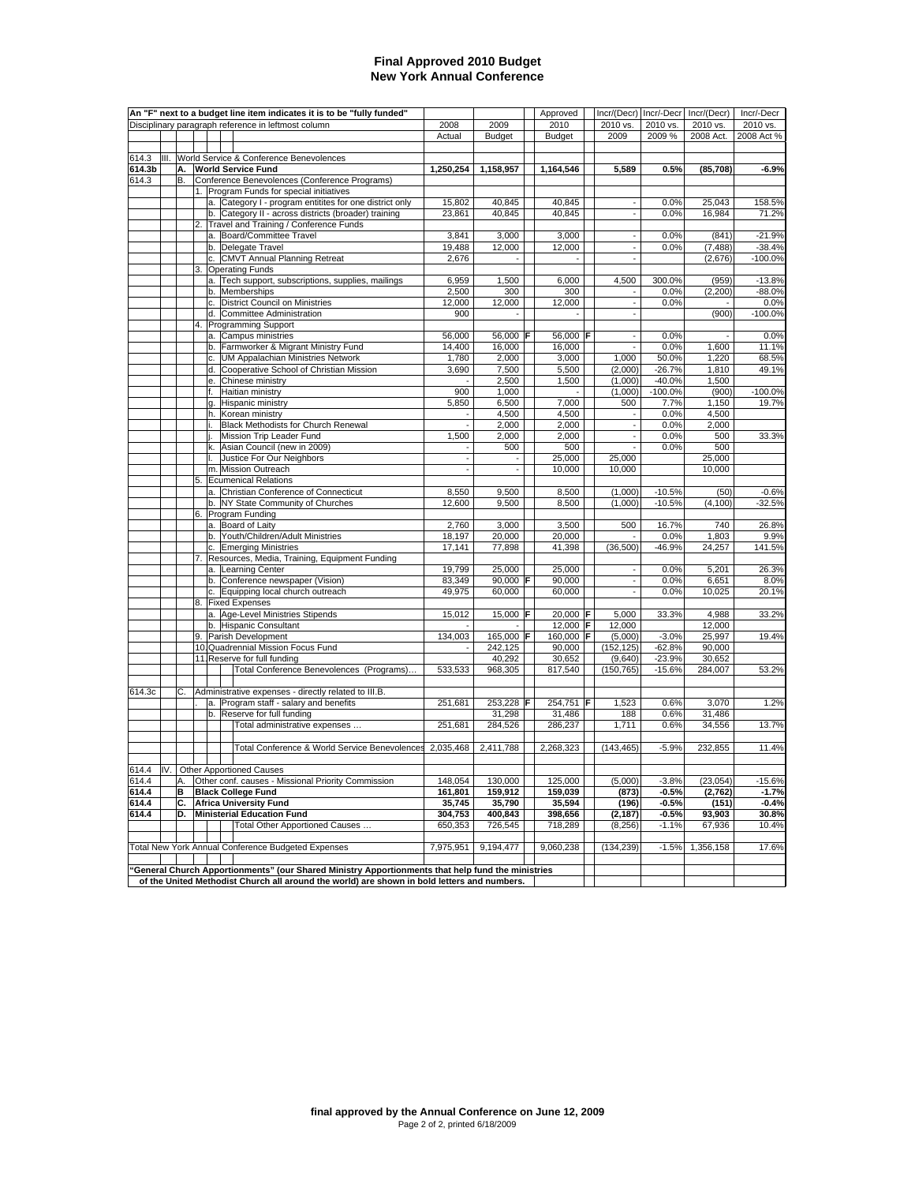# Final Approved 2010 Budget
## New York Annual Conference

| An "F" next to a budget line item indicates it is to be "fully funded" | | | | | | | | | | |
|---|---|---|---|---|---|---|---|---|---|---|
| Disciplinary paragraph reference in leftmost column | 2008 | 2009 | | Approved 2010 | | Incr/(Decr) 2010 vs. | Incr/-Decr 2010 vs. | Incr/(Decr) 2010 vs. | Incr/-Decr 2010 vs. |
| | Actual | Budget | | Budget | | 2009 | 2009 % | 2008 Act. | 2008 Act % |
| 614.3 III. World Service & Conference Benevolences | | | | | | | | | |
| **614.3b A. World Service Fund** | **1,250,254** | **1,158,957** | | **1,164,546** | | **5,589** | **0.5%** | **(85,708)** | **-6.9%** |
| 614.3 B. Conference Benevolences (Conference Programs) | | | | | | | | | |
| 1. Program Funds for special initiatives | | | | | | | | | |
| a. Category I - program entitites for one district only | 15,802 | 40,845 | | 40,845 | | - | 0.0% | 25,043 | 158.5% |
| b. Category II - across districts (broader) training | 23,861 | 40,845 | | 40,845 | | - | 0.0% | 16,984 | 71.2% |
| 2. Travel and Training / Conference Funds | | | | | | | | | |
| a. Board/Committee Travel | 3,841 | 3,000 | | 3,000 | | - | 0.0% | (841) | -21.9% |
| b. Delegate Travel | 19,488 | 12,000 | | 12,000 | | - | 0.0% | (7,488) | -38.4% |
| c. CMVT Annual Planning Retreat | 2,676 | - | | - | | - | | (2,676) | -100.0% |
| 3. Operating Funds | | | | | | | | | |
| a. Tech support, subscriptions, supplies, mailings | 6,959 | 1,500 | | 6,000 | | 4,500 | 300.0% | (959) | -13.8% |
| b. Memberships | 2,500 | 300 | | 300 | | - | 0.0% | (2,200) | -88.0% |
| c. District Council on Ministries | 12,000 | 12,000 | | 12,000 | | - | 0.0% | - | 0.0% |
| d. Committee Administration | 900 | - | | - | | - | | (900) | -100.0% |
| 4. Programming Support | | | | | | | | | |
| a. Campus ministries | 56,000 | 56,000 | F | 56,000 | F | - | 0.0% | - | 0.0% |
| b. Farmworker & Migrant Ministry Fund | 14,400 | 16,000 | | 16,000 | | - | 0.0% | 1,600 | 11.1% |
| c. UM Appalachian Ministries Network | 1,780 | 2,000 | | 3,000 | | 1,000 | 50.0% | 1,220 | 68.5% |
| d. Cooperative School of Christian Mission | 3,690 | 7,500 | | 5,500 | | (2,000) | -26.7% | 1,810 | 49.1% |
| e. Chinese ministry | - | 2,500 | | 1,500 | | (1,000) | -40.0% | 1,500 | |
| f. Haitian ministry | 900 | 1,000 | | - | | (1,000) | -100.0% | (900) | -100.0% |
| g. Hispanic ministry | 5,850 | 6,500 | | 7,000 | | 500 | 7.7% | 1,150 | 19.7% |
| h. Korean ministry | - | 4,500 | | 4,500 | | - | 0.0% | 4,500 | |
| i. Black Methodists for Church Renewal | - | 2,000 | | 2,000 | | - | 0.0% | 2,000 | |
| j. Mission Trip Leader Fund | 1,500 | 2,000 | | 2,000 | | - | 0.0% | 500 | 33.3% |
| k. Asian Council (new in 2009) | - | 500 | | 500 | | - | 0.0% | 500 | |
| l. Justice For Our Neighbors | - | - | | 25,000 | | 25,000 | | 25,000 | |
| m. Mission Outreach | - | - | | 10,000 | | 10,000 | | 10,000 | |
| 5. Ecumenical Relations | | | | | | | | | |
| a. Christian Conference of Connecticut | 8,550 | 9,500 | | 8,500 | | (1,000) | -10.5% | (50) | -0.6% |
| b. NY State Community of Churches | 12,600 | 9,500 | | 8,500 | | (1,000) | -10.5% | (4,100) | -32.5% |
| 6. Program Funding | | | | | | | | | |
| a. Board of Laity | 2,760 | 3,000 | | 3,500 | | 500 | 16.7% | 740 | 26.8% |
| b. Youth/Children/Adult Ministries | 18,197 | 20,000 | | 20,000 | | - | 0.0% | 1,803 | 9.9% |
| c. Emerging Ministries | 17,141 | 77,898 | | 41,398 | | (36,500) | -46.9% | 24,257 | 141.5% |
| 7. Resources, Media, Training, Equipment Funding | | | | | | | | | |
| a. Learning Center | 19,799 | 25,000 | | 25,000 | | - | 0.0% | 5,201 | 26.3% |
| b. Conference newspaper (Vision) | 83,349 | 90,000 | F | 90,000 | | - | 0.0% | 6,651 | 8.0% |
| c. Equipping local church outreach | 49,975 | 60,000 | | 60,000 | | - | 0.0% | 10,025 | 20.1% |
| 8. Fixed Expenses | | | | | | | | | |
| a. Age-Level Ministries Stipends | 15,012 | 15,000 | F | 20,000 | F | 5,000 | 33.3% | 4,988 | 33.2% |
| b. Hispanic Consultant | - | - | | 12,000 | F | 12,000 | | 12,000 | |
| 9. Parish Development | 134,003 | 165,000 | F | 160,000 | F | (5,000) | -3.0% | 25,997 | 19.4% |
| 10. Quadrennial Mission Focus Fund | - | 242,125 | | 90,000 | | (152,125) | -62.8% | 90,000 | |
| 11. Reserve for full funding | | 40,292 | | 30,652 | | (9,640) | -23.9% | 30,652 | |
| Total Conference Benevolences (Programs)… | 533,533 | 968,305 | | 817,540 | | (150,765) | -15.6% | 284,007 | 53.2% |
| 614.3c C. Administrative expenses - directly related to III.B. | | | | | | | | | |
| a. Program staff - salary and benefits | 251,681 | 253,228 | F | 254,751 | F | 1,523 | 0.6% | 3,070 | 1.2% |
| b. Reserve for full funding | | 31,298 | | 31,486 | | 188 | 0.6% | 31,486 | |
| Total administrative expenses … | 251,681 | 284,526 | | 286,237 | | 1,711 | 0.6% | 34,556 | 13.7% |
| Total Conference & World Service Benevolences | 2,035,468 | 2,411,788 | | 2,268,323 | | (143,465) | -5.9% | 232,855 | 11.4% |
| 614.4 IV. Other Apportioned Causes | | | | | | | | | |
| 614.4 A. Other conf. causes - Missional Priority Commission | 148,054 | 130,000 | | 125,000 | | (5,000) | -3.8% | (23,054) | -15.6% |
| **614.4 B Black College Fund** | **161,801** | **159,912** | | **159,039** | | **(873)** | **-0.5%** | **(2,762)** | **-1.7%** |
| **614.4 C. Africa University Fund** | **35,745** | **35,790** | | **35,594** | | **(196)** | **-0.5%** | **(151)** | **-0.4%** |
| **614.4 D. Ministerial Education Fund** | **304,753** | **400,843** | | **398,656** | | **(2,187)** | **-0.5%** | **93,903** | **30.8%** |
| Total Other Apportioned Causes … | 650,353 | 726,545 | | 718,289 | | (8,256) | -1.1% | 67,936 | 10.4% |
| Total New York Annual Conference Budgeted Expenses | 7,975,951 | 9,194,477 | | 9,060,238 | | (134,239) | -1.5% | 1,356,158 | 17.6% |

**"General Church Apportionments" (our Shared Ministry Apportionments that help fund the ministries of the United Methodist Church all around the world) are shown in bold letters and numbers.**

**final approved by the Annual Conference on June 12, 2009**